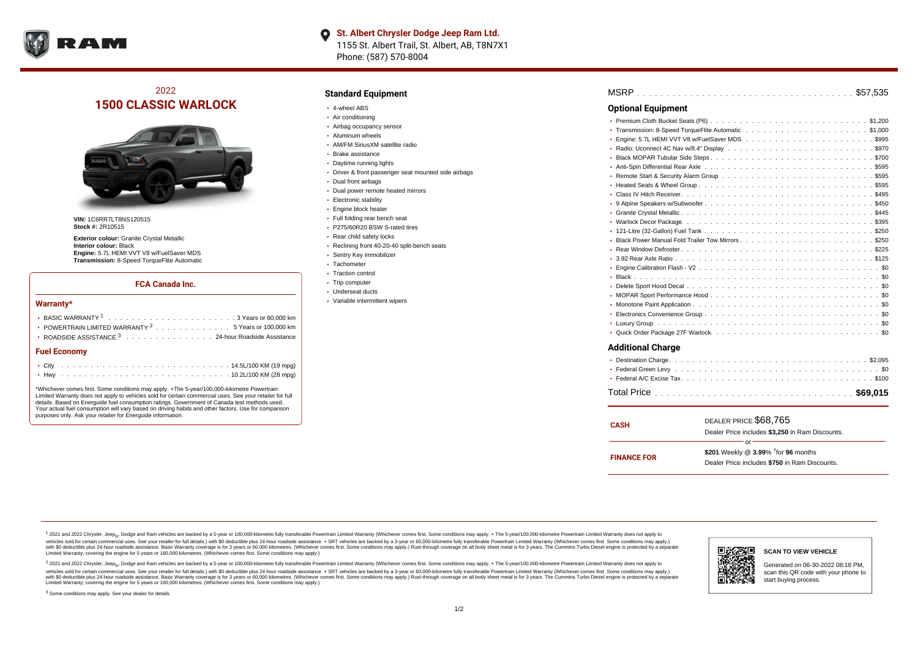**St. Albert Chrysler Dodge Jeep Ram Ltd.**
1155 St. Albert Trail, St. Albert, AB, T8N7X1
Phone: (587) 570-8004

## 2022
# 1500 CLASSIC WARLOCK

**VIN:** 1C6RR7LT8NS120515
**Stock #:** 2R10515

**Exterior colour:** Granite Crystal Metallic
**Interior colour:** Black
**Engine:** 5.7L HEMI VVT V8 w/FuelSaver MDS
**Transmission:** 8-Speed TorqueFlite Automatic

### FCA Canada Inc.

#### Warranty*

- BASIC WARRANTY [1] . . . . . 3 Years or 60,000 km
- POWERTRAIN LIMITED WARRANTY [2] . . . . . 5 Years or 100,000 km
- ROADSIDE ASSISTANCE [3] . . . . . 24-hour Roadside Assistance

#### Fuel Economy

- City . . . . . 14.5L/100 KM (19 mpg)
- Hwy . . . . . 10.2L/100 KM (28 mpg)

*Whichever comes first. Some conditions may apply. +The 5-year/100,000-kilometre Powertrain Limited Warranty does not apply to vehicles sold for certain commercial uses. See your retailer for full details. Based on Energuide fuel consumption ratings. Government of Canada test methods used. Your actual fuel consumption will vary based on driving habits and other factors. Use for comparison purposes only. Ask your retailer for Energuide information.

## Standard Equipment

- 4-wheel ABS
- Air conditioning
- Airbag occupancy sensor
- Aluminum wheels
- AM/FM SiriusXM satellite radio
- Brake assistance
- Daytime running lights
- Driver & front passenger seat mounted side airbags
- Dual front airbags
- Dual power remote heated mirrors
- Electronic stability
- Engine block heater
- Full folding rear bench seat
- P275/60R20 BSW S-rated tires
- Rear child safety locks
- Reclining front 40-20-40 split-bench seats
- Sentry Key immobilizer
- Tachometer
- Traction control
- Trip computer
- Underseat ducts
- Variable intermittent wipers

MSRP . . . . . $57,535

## Optional Equipment

- Premium Cloth Bucket Seats (P6) . . . . . $1,200
- Transmission: 8-Speed TorqueFlite Automatic . . . . . $1,000
- Engine: 5.7L HEMI VVT V8 w/FuelSaver MDS . . . . . $995
- Radio: Uconnect 4C Nav w/8.4" Display . . . . . $970
- Black MOPAR Tubular Side Steps . . . . . $700
- Anti-Spin Differential Rear Axle . . . . . $595
- Remote Start & Security Alarm Group . . . . . $595
- Heated Seats & Wheel Group . . . . . $595
- Class IV Hitch Receiver . . . . . $495
- 9 Alpine Speakers w/Subwoofer . . . . . $450
- Granite Crystal Metallic . . . . . $445
- Warlock Decor Package . . . . . $395
- 121-Litre (32-Gallon) Fuel Tank . . . . . $250
- Black Power Manual Fold Trailer Tow Mirrors . . . . . $250
- Rear Window Defroster . . . . . $225
- 3.92 Rear Axle Ratio . . . . . $125
- Engine Calibration Flash - V2 . . . . . $0
- Black . . . . . $0
- Delete Sport Hood Decal . . . . . $0
- MOPAR Sport Performance Hood . . . . . $0
- Monotone Paint Application . . . . . $0
- Electronics Convenience Group . . . . . $0
- Luxury Group . . . . . $0
- Quick Order Package 27F Warlock . . . . . $0

## Additional Charge

- Destination Charge . . . . . $2,095
- Federal Green Levy . . . . . $0
- Federal A/C Excise Tax . . . . . $100

Total Price . . . . . **$69,015**

**CASH** — DEALER PRICE $68,765
Dealer Price includes **$3,250** in Ram Discounts.

or

**FINANCE FOR** — **$201** Weekly @ **3.99**% †for **96** months
Dealer Price includes **$750** in Ram Discounts.

[1] 2021 and 2022 Chrysler, Jeep®, Dodge and Ram vehicles are backed by a 5-year or 100,000-kilometre fully transferable Powertrain Limited Warranty (Whichever comes first. Some conditions may apply. + The 5-year/100,000-kilometre Powertrain Limited Warranty does not apply to vehicles sold for certain commercial uses. See your retailer for full details.) with $0 deductible plus 24-hour roadside assistance. + SRT vehicles are backed by a 3-year or 60,000-kilometre fully transferable Powertrain Limited Warranty (Whichever comes first. Some conditions may apply.) with $0 deductible plus 24-hour roadside assistance. Basic Warranty coverage is for 3 years or 60,000 kilometres. (Whichever comes first. Some conditions may apply.) Rust-through coverage on all body sheet metal is for 3 years. The Cummins Turbo Diesel engine is protected by a separate Limited Warranty, covering the engine for 5 years or 160,000 kilometres. (Whichever comes first. Some conditions may apply.)

[2] 2021 and 2022 Chrysler, Jeep®, Dodge and Ram vehicles are backed by a 5-year or 100,000-kilometre fully transferable Powertrain Limited Warranty (Whichever comes first. Some conditions may apply. + The 5-year/100,000-kilometre Powertrain Limited Warranty does not apply to vehicles sold for certain commercial uses. See your retailer for full details.) with $0 deductible plus 24-hour roadside assistance. + SRT vehicles are backed by a 3-year or 60,000-kilometre fully transferable Powertrain Limited Warranty (Whichever comes first. Some conditions may apply.) with $0 deductible plus 24-hour roadside assistance. Basic Warranty coverage is for 3 years or 60,000 kilometres. (Whichever comes first. Some conditions may apply.) Rust-through coverage on all body sheet metal is for 3 years. The Cummins Turbo Diesel engine is protected by a separate Limited Warranty, covering the engine for 5 years or 160,000 kilometres. (Whichever comes first. Some conditions may apply.)

[3] Some conditions may apply. See your dealer for details.

**SCAN TO VIEW VEHICLE**

Generated on 06-30-2022 08:18 PM, scan this QR code with your phone to start buying process.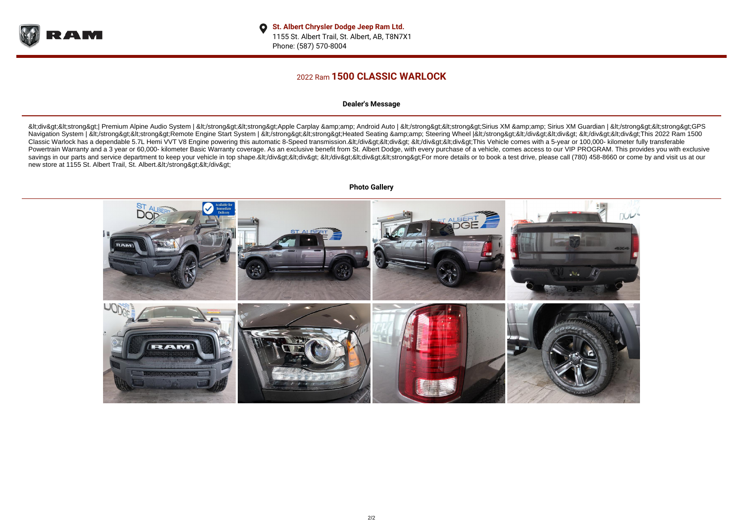St. Albert Chrysler Dodge Jeep Ram Ltd.
1155 St. Albert Trail, St. Albert, AB, T8N7X1
Phone: (587) 570-8004

# 2022 Ram **1500 CLASSIC WARLOCK**

## Dealer's Message

&lt;div&gt;&lt;strong&gt;| Premium Alpine Audio System | &lt;/strong&gt;&lt;strong&gt;Apple Carplay &amp;amp; Android Auto | &lt;/strong&gt;&lt;strong&gt;Sirius XM &amp;amp; Sirius XM Guardian | &lt;/strong&gt;&lt;strong&gt;GPS Navigation System | &lt;/strong&gt;&lt;strong&gt;Remote Engine Start System | &lt;/strong&gt;&lt;strong&gt;Heated Seating &amp;amp; Steering Wheel |&lt;/strong&gt;&lt;/div&gt;&lt;div&gt; &lt;/div&gt;&lt;div&gt;This 2022 Ram 1500 Classic Warlock has a dependable 5.7L Hemi VVT V8 Engine powering this automatic 8-Speed transmission.&lt;/div&gt;&lt;div&gt; &lt;/div&gt;&lt;div&gt;This Vehicle comes with a 5-year or 100,000- kilometer fully transferable Powertrain Warranty and a 3 year or 60,000- kilometer Basic Warranty coverage. As an exclusive benefit from St. Albert Dodge, with every purchase of a vehicle, comes access to our VIP PROGRAM. This provides you with exclusive savings in our parts and service department to keep your vehicle in top shape.&lt;/div&gt;&lt;div&gt; &lt;/div&gt;&lt;div&gt;&lt;strong&gt;For more details or to book a test drive, please call (780) 458-8660 or come by and visit us at our new store at 1155 St. Albert Trail, St. Albert.&lt;/strong&gt;&lt;/div&gt;

## Photo Gallery